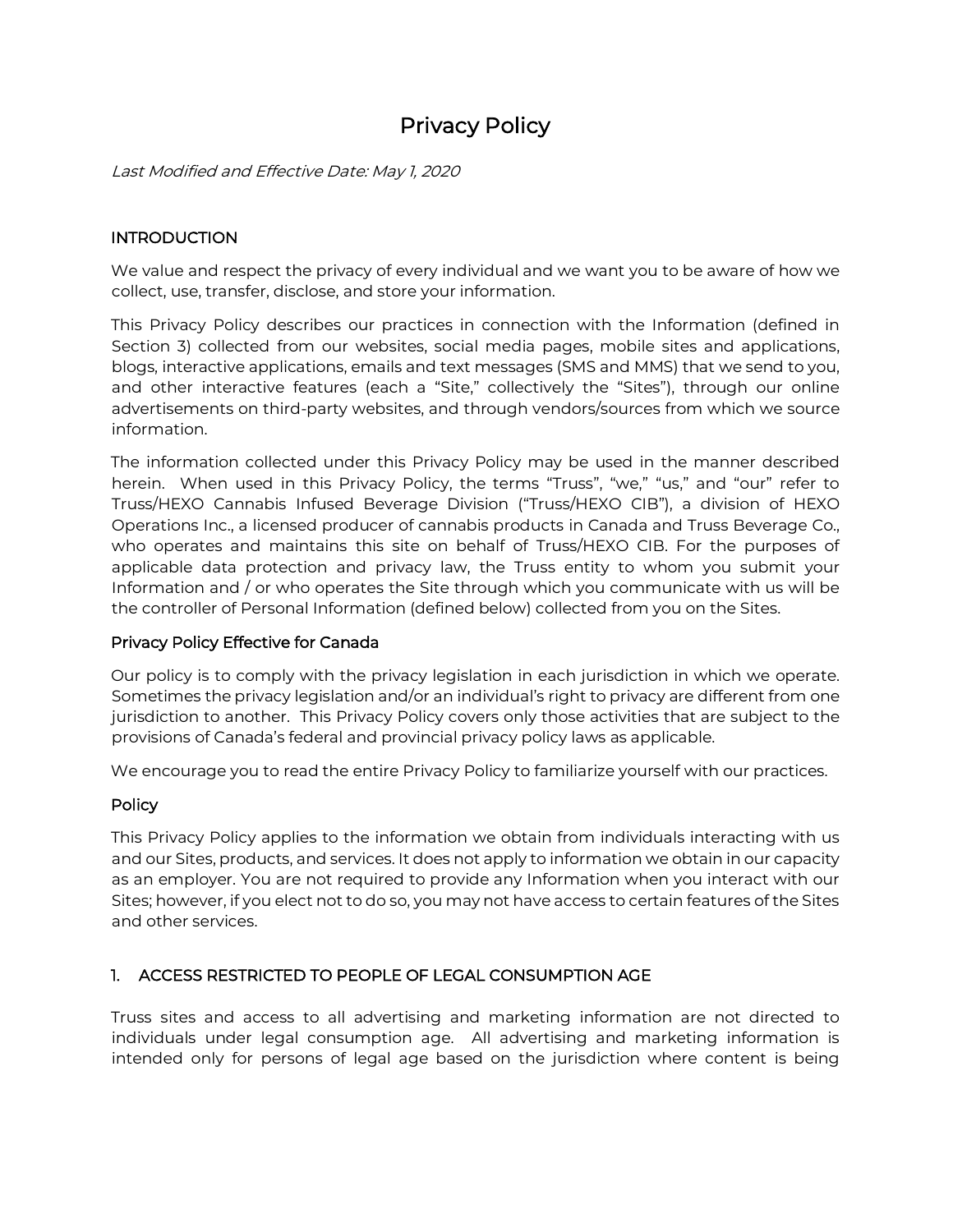# Privacy Policy

*Last Modified and Effective Date: May 1, 2020*

## INTRODUCTION

We value and respect the privacy of every individual and we want you to be aware of how we collect, use, transfer, disclose, and store your information.

This Privacy Policy describes our practices in connection with the Information (defined in Section 3) collected from our websites, social media pages, mobile sites and applications, blogs, interactive applications, emails and text messages (SMS and MMS) that we send to you, and other interactive features (each a "Site," collectively the "Sites"), through our online advertisements on third-party websites, and through vendors/sources from which we source information.

The information collected under this Privacy Policy may be used in the manner described herein. When used in this Privacy Policy, the terms "Truss", "we," "us," and "our" refer to Truss/HEXO Cannabis Infused Beverage Division ("Truss/HEXO CIB"), a division of HEXO Operations Inc., a licensed producer of cannabis products in Canada and Truss Beverage Co., who operates and maintains this site on behalf of Truss/HEXO CIB. For the purposes of applicable data protection and privacy law, the Truss entity to whom you submit your Information and / or who operates the Site through which you communicate with us will be the controller of Personal Information (defined below) collected from you on the Sites.

### Privacy Policy Effective for Canada

Our policy is to comply with the privacy legislation in each jurisdiction in which we operate. Sometimes the privacy legislation and/or an individual's right to privacy are different from one jurisdiction to another. This Privacy Policy covers only those activities that are subject to the provisions of Canada's federal and provincial privacy policy laws as applicable.

We encourage you to read the entire Privacy Policy to familiarize yourself with our practices.

### Policy

This Privacy Policy applies to the information we obtain from individuals interacting with us and our Sites, products, and services. It does not apply to information we obtain in our capacity as an employer. You are not required to provide any Information when you interact with our Sites; however, if you elect not to do so, you may not have access to certain features of the Sites and other services.

## 1. ACCESS RESTRICTED TO PEOPLE OF LEGAL CONSUMPTION AGE

Truss sites and access to all advertising and marketing information are not directed to individuals under legal consumption age. All advertising and marketing information is intended only for persons of legal age based on the jurisdiction where content is being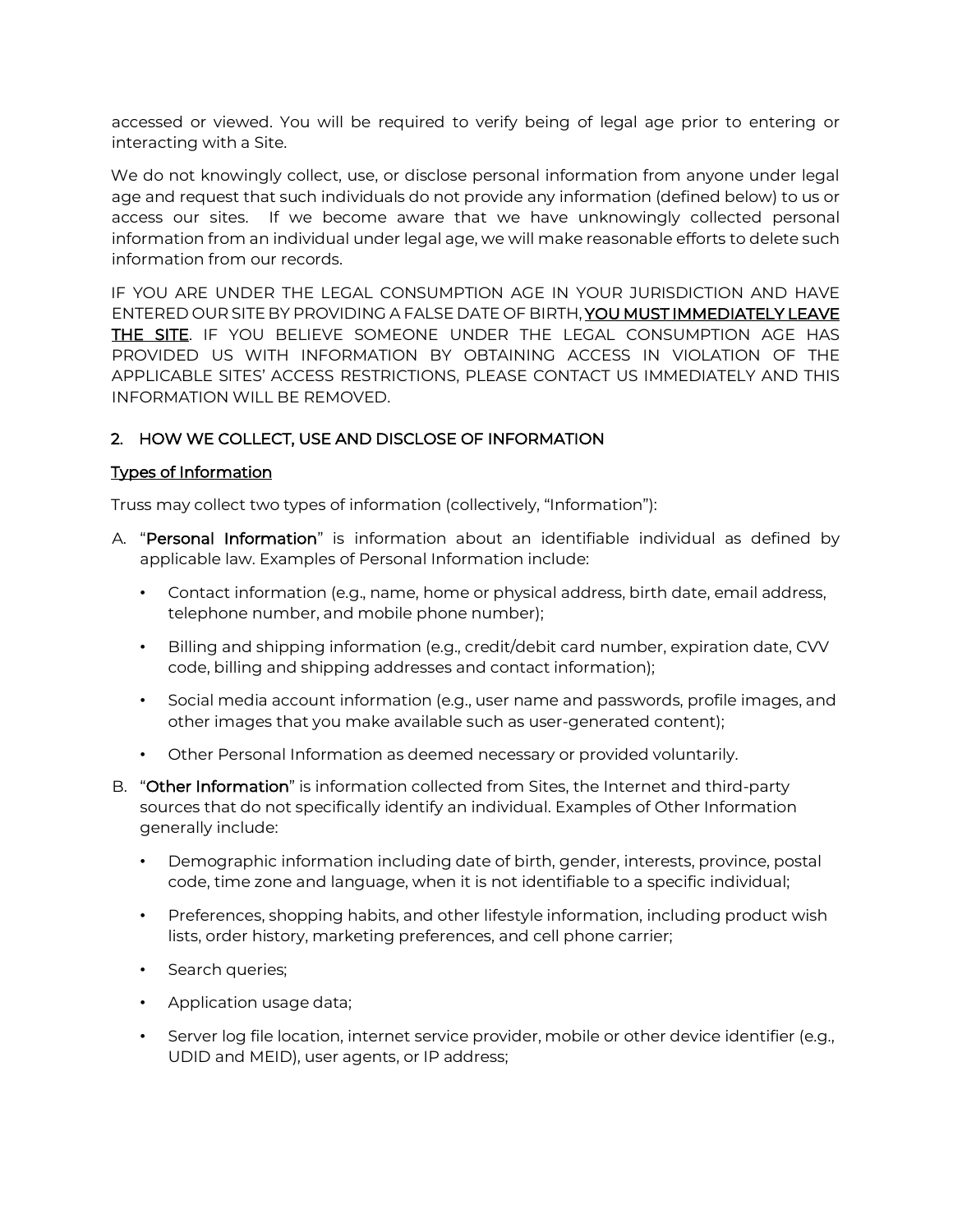accessed or viewed. You will be required to verify being of legal age prior to entering or interacting with a Site.

We do not knowingly collect, use, or disclose personal information from anyone under legal age and request that such individuals do not provide any information (defined below) to us or access our sites. If we become aware that we have unknowingly collected personal information from an individual under legal age, we will make reasonable efforts to delete such information from our records.

IF YOU ARE UNDER THE LEGAL CONSUMPTION AGE IN YOUR JURISDICTION AND HAVE ENTERED OUR SITE BY PROVIDING A FALSE DATE OF BIRTH, <u>**YOU MUST IMMEDIATELY LEAVE THE SITE**</u>. IF YOU BELIEVE SOMEONE UNDER THE LEGAL CONSUMPTION AGE HAS PROVIDED US WITH INFORMATION BY OBTAINING ACCESS IN VIOLATION OF THE APPLICABLE SITES' ACCESS RESTRICTIONS, PLEASE CONTACT US IMMEDIATELY AND THIS INFORMATION WILL BE REMOVED.

## 2. HOW WE COLLECT, USE AND DISCLOSE OF INFORMATION

<u>Types of Information</u>

Truss may collect two types of information (collectively, "Information"):

A. "**Personal Information**" is information about an identifiable individual as defined by applicable law. Examples of Personal Information include:

   - Contact information (e.g., name, home or physical address, birth date, email address, telephone number, and mobile phone number);
   - Billing and shipping information (e.g., credit/debit card number, expiration date, CVV code, billing and shipping addresses and contact information);
   - Social media account information (e.g., user name and passwords, profile images, and other images that you make available such as user-generated content);
   - Other Personal Information as deemed necessary or provided voluntarily.

B. "**Other Information**" is information collected from Sites, the Internet and third-party sources that do not specifically identify an individual. Examples of Other Information generally include:

   - Demographic information including date of birth, gender, interests, province, postal code, time zone and language, when it is not identifiable to a specific individual;
   - Preferences, shopping habits, and other lifestyle information, including product wish lists, order history, marketing preferences, and cell phone carrier;
   - Search queries;
   - Application usage data;
   - Server log file location, internet service provider, mobile or other device identifier (e.g., UDID and MEID), user agents, or IP address;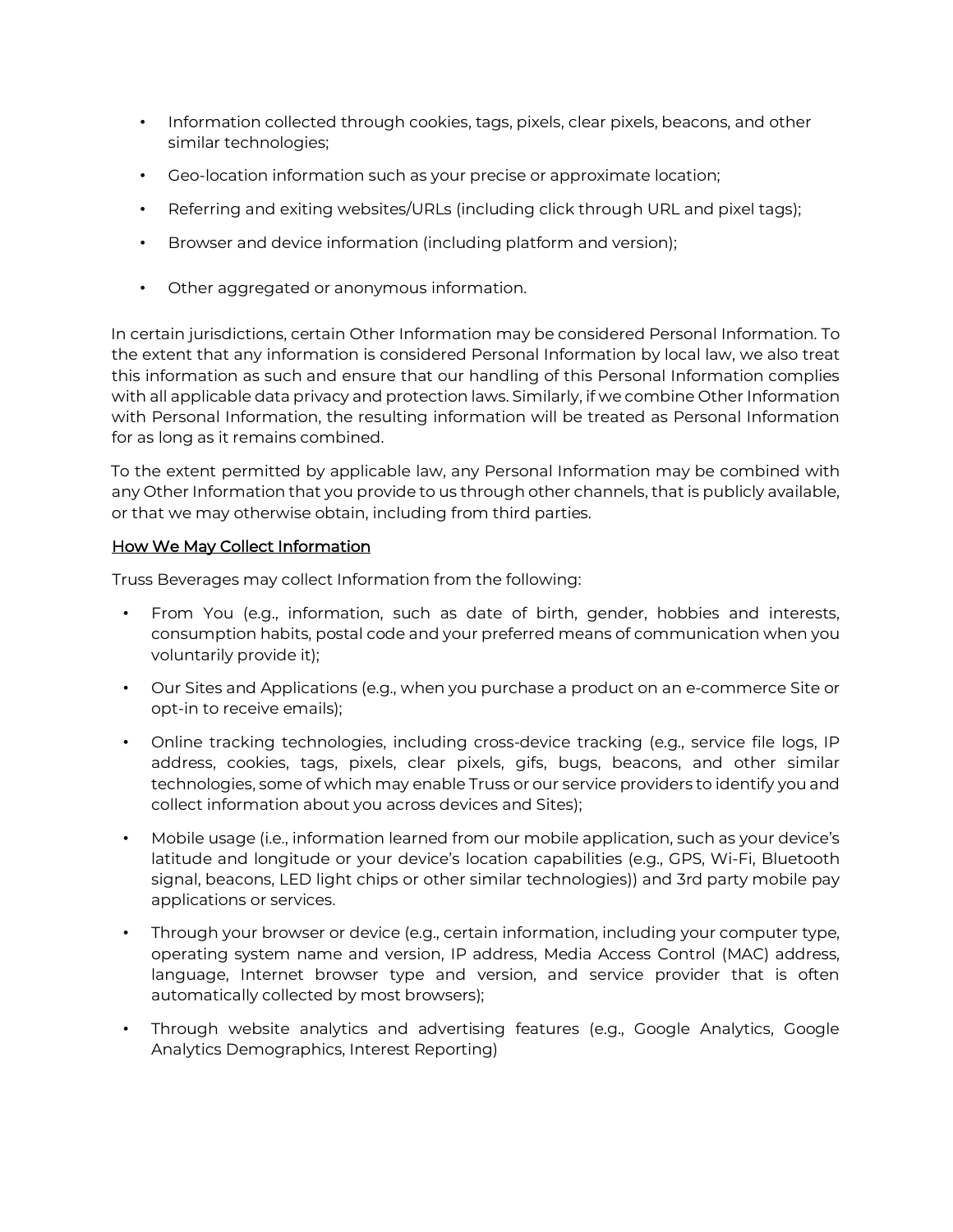- Information collected through cookies, tags, pixels, clear pixels, beacons, and other similar technologies;
- Geo-location information such as your precise or approximate location;
- Referring and exiting websites/URLs (including click through URL and pixel tags);
- Browser and device information (including platform and version);
- Other aggregated or anonymous information.

In certain jurisdictions, certain Other Information may be considered Personal Information. To the extent that any information is considered Personal Information by local law, we also treat this information as such and ensure that our handling of this Personal Information complies with all applicable data privacy and protection laws. Similarly, if we combine Other Information with Personal Information, the resulting information will be treated as Personal Information for as long as it remains combined.

To the extent permitted by applicable law, any Personal Information may be combined with any Other Information that you provide to us through other channels, that is publicly available, or that we may otherwise obtain, including from third parties.

<u>How We May Collect Information</u>

Truss Beverages may collect Information from the following:

- From You (e.g., information, such as date of birth, gender, hobbies and interests, consumption habits, postal code and your preferred means of communication when you voluntarily provide it);
- Our Sites and Applications (e.g., when you purchase a product on an e-commerce Site or opt-in to receive emails);
- Online tracking technologies, including cross-device tracking (e.g., service file logs, IP address, cookies, tags, pixels, clear pixels, gifs, bugs, beacons, and other similar technologies, some of which may enable Truss or our service providers to identify you and collect information about you across devices and Sites);
- Mobile usage (i.e., information learned from our mobile application, such as your device's latitude and longitude or your device's location capabilities (e.g., GPS, Wi-Fi, Bluetooth signal, beacons, LED light chips or other similar technologies)) and 3rd party mobile pay applications or services.
- Through your browser or device (e.g., certain information, including your computer type, operating system name and version, IP address, Media Access Control (MAC) address, language, Internet browser type and version, and service provider that is often automatically collected by most browsers);
- Through website analytics and advertising features (e.g., Google Analytics, Google Analytics Demographics, Interest Reporting)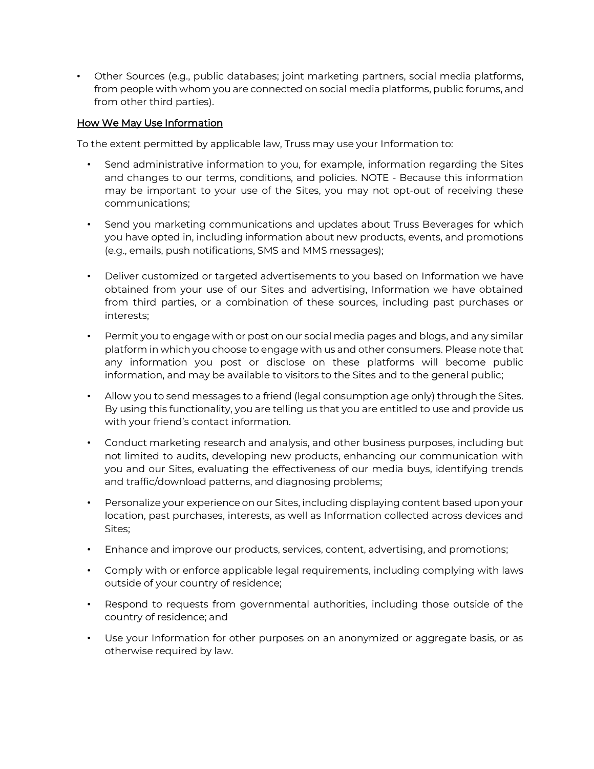- Other Sources (e.g., public databases; joint marketing partners, social media platforms, from people with whom you are connected on social media platforms, public forums, and from other third parties).

## How We May Use Information

To the extent permitted by applicable law, Truss may use your Information to:

- Send administrative information to you, for example, information regarding the Sites and changes to our terms, conditions, and policies. NOTE - Because this information may be important to your use of the Sites, you may not opt-out of receiving these communications;
- Send you marketing communications and updates about Truss Beverages for which you have opted in, including information about new products, events, and promotions (e.g., emails, push notifications, SMS and MMS messages);
- Deliver customized or targeted advertisements to you based on Information we have obtained from your use of our Sites and advertising, Information we have obtained from third parties, or a combination of these sources, including past purchases or interests;
- Permit you to engage with or post on our social media pages and blogs, and any similar platform in which you choose to engage with us and other consumers. Please note that any information you post or disclose on these platforms will become public information, and may be available to visitors to the Sites and to the general public;
- Allow you to send messages to a friend (legal consumption age only) through the Sites. By using this functionality, you are telling us that you are entitled to use and provide us with your friend's contact information.
- Conduct marketing research and analysis, and other business purposes, including but not limited to audits, developing new products, enhancing our communication with you and our Sites, evaluating the effectiveness of our media buys, identifying trends and traffic/download patterns, and diagnosing problems;
- Personalize your experience on our Sites, including displaying content based upon your location, past purchases, interests, as well as Information collected across devices and Sites;
- Enhance and improve our products, services, content, advertising, and promotions;
- Comply with or enforce applicable legal requirements, including complying with laws outside of your country of residence;
- Respond to requests from governmental authorities, including those outside of the country of residence; and
- Use your Information for other purposes on an anonymized or aggregate basis, or as otherwise required by law.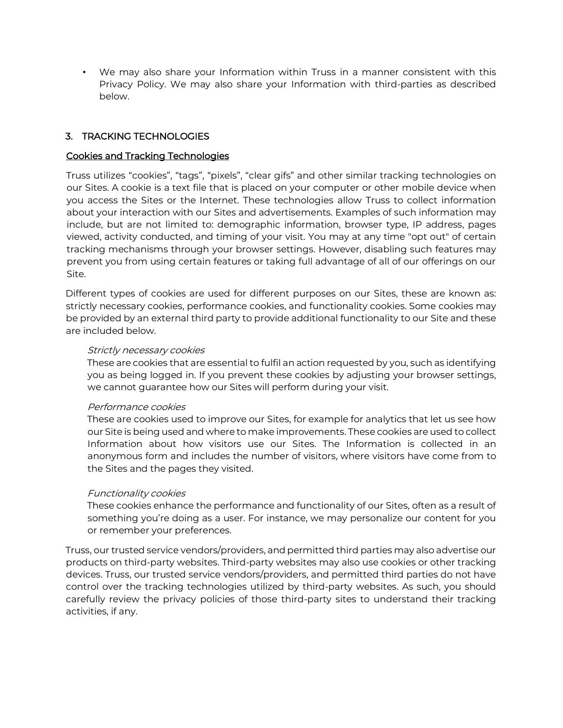- We may also share your Information within Truss in a manner consistent with this Privacy Policy. We may also share your Information with third-parties as described below.

## 3. TRACKING TECHNOLOGIES

### Cookies and Tracking Technologies

Truss utilizes “cookies”, “tags”, “pixels”, “clear gifs” and other similar tracking technologies on our Sites. A cookie is a text file that is placed on your computer or other mobile device when you access the Sites or the Internet. These technologies allow Truss to collect information about your interaction with our Sites and advertisements. Examples of such information may include, but are not limited to: demographic information, browser type, IP address, pages viewed, activity conducted, and timing of your visit. You may at any time "opt out" of certain tracking mechanisms through your browser settings. However, disabling such features may prevent you from using certain features or taking full advantage of all of our offerings on our Site.

Different types of cookies are used for different purposes on our Sites, these are known as: strictly necessary cookies, performance cookies, and functionality cookies. Some cookies may be provided by an external third party to provide additional functionality to our Site and these are included below.

*Strictly necessary cookies*
These are cookies that are essential to fulfil an action requested by you, such as identifying you as being logged in. If you prevent these cookies by adjusting your browser settings, we cannot guarantee how our Sites will perform during your visit.

*Performance cookies*
These are cookies used to improve our Sites, for example for analytics that let us see how our Site is being used and where to make improvements. These cookies are used to collect Information about how visitors use our Sites. The Information is collected in an anonymous form and includes the number of visitors, where visitors have come from to the Sites and the pages they visited.

*Functionality cookies*
These cookies enhance the performance and functionality of our Sites, often as a result of something you’re doing as a user. For instance, we may personalize our content for you or remember your preferences.

Truss, our trusted service vendors/providers, and permitted third parties may also advertise our products on third-party websites. Third-party websites may also use cookies or other tracking devices. Truss, our trusted service vendors/providers, and permitted third parties do not have control over the tracking technologies utilized by third-party websites. As such, you should carefully review the privacy policies of those third-party sites to understand their tracking activities, if any.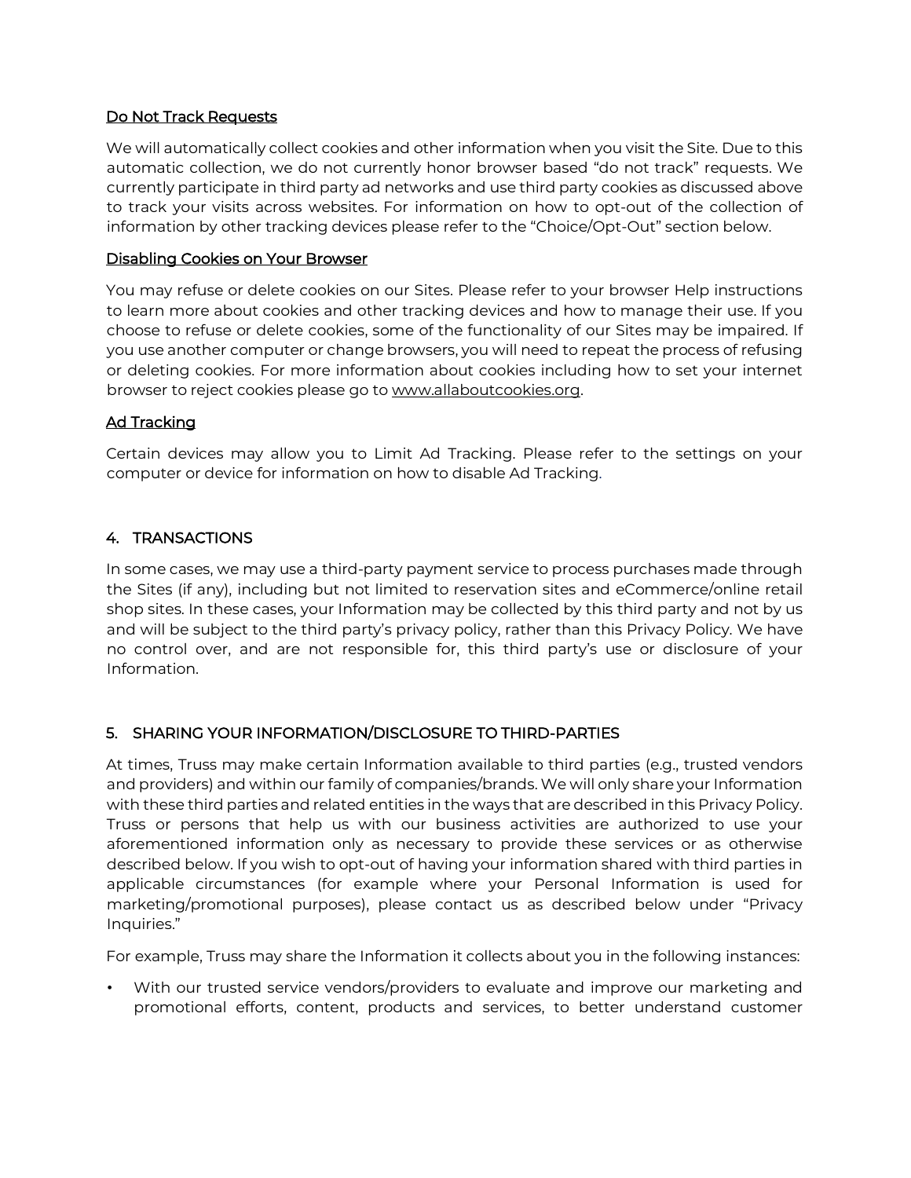### Do Not Track Requests

We will automatically collect cookies and other information when you visit the Site. Due to this automatic collection, we do not currently honor browser based "do not track" requests. We currently participate in third party ad networks and use third party cookies as discussed above to track your visits across websites. For information on how to opt-out of the collection of information by other tracking devices please refer to the "Choice/Opt-Out" section below.

### Disabling Cookies on Your Browser

You may refuse or delete cookies on our Sites. Please refer to your browser Help instructions to learn more about cookies and other tracking devices and how to manage their use. If you choose to refuse or delete cookies, some of the functionality of our Sites may be impaired. If you use another computer or change browsers, you will need to repeat the process of refusing or deleting cookies. For more information about cookies including how to set your internet browser to reject cookies please go to www.allaboutcookies.org.

### Ad Tracking

Certain devices may allow you to Limit Ad Tracking. Please refer to the settings on your computer or device for information on how to disable Ad Tracking.

## 4. TRANSACTIONS

In some cases, we may use a third-party payment service to process purchases made through the Sites (if any), including but not limited to reservation sites and eCommerce/online retail shop sites. In these cases, your Information may be collected by this third party and not by us and will be subject to the third party's privacy policy, rather than this Privacy Policy. We have no control over, and are not responsible for, this third party's use or disclosure of your Information.

## 5. SHARING YOUR INFORMATION/DISCLOSURE TO THIRD-PARTIES

At times, Truss may make certain Information available to third parties (e.g., trusted vendors and providers) and within our family of companies/brands. We will only share your Information with these third parties and related entities in the ways that are described in this Privacy Policy. Truss or persons that help us with our business activities are authorized to use your aforementioned information only as necessary to provide these services or as otherwise described below. If you wish to opt-out of having your information shared with third parties in applicable circumstances (for example where your Personal Information is used for marketing/promotional purposes), please contact us as described below under "Privacy Inquiries."

For example, Truss may share the Information it collects about you in the following instances:

- With our trusted service vendors/providers to evaluate and improve our marketing and promotional efforts, content, products and services, to better understand customer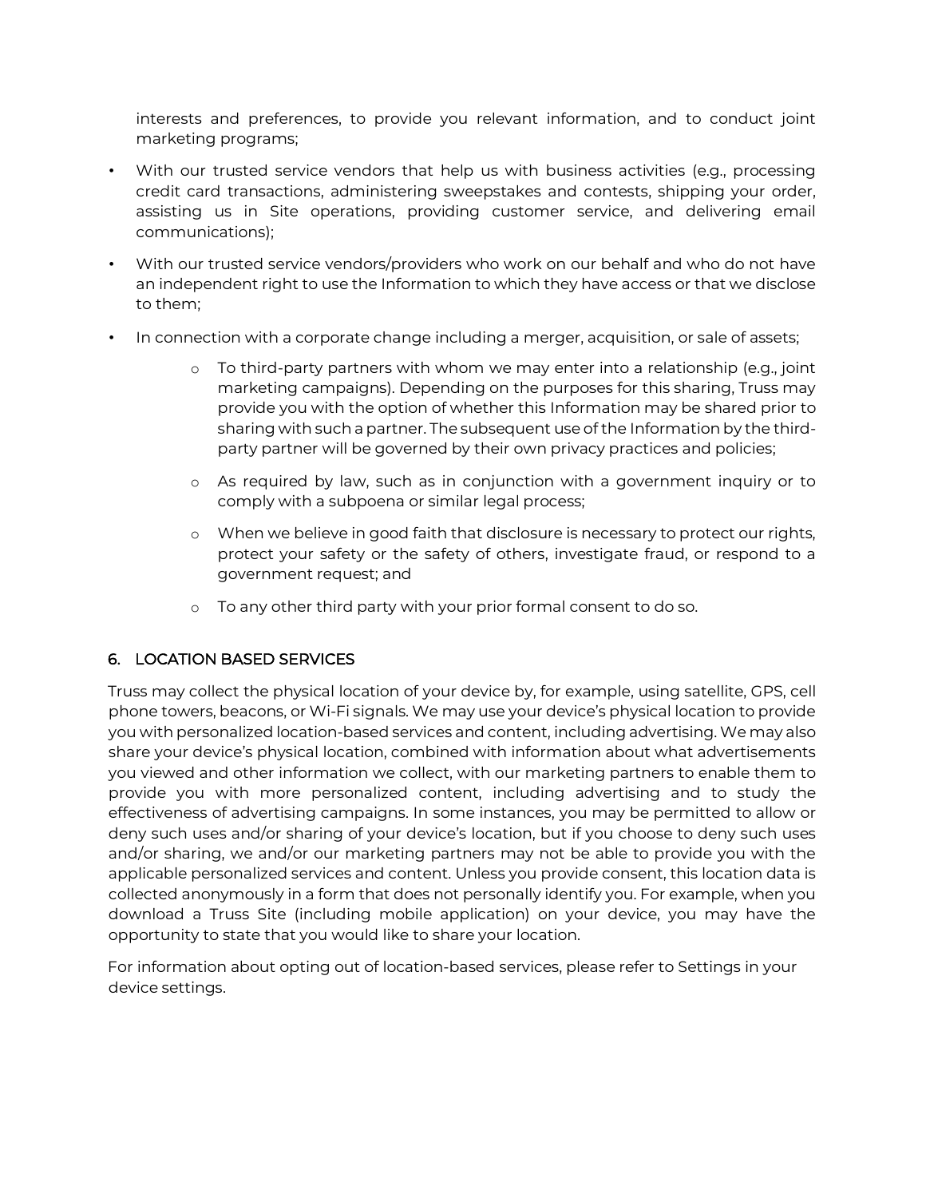interests and preferences, to provide you relevant information, and to conduct joint marketing programs;

- With our trusted service vendors that help us with business activities (e.g., processing credit card transactions, administering sweepstakes and contests, shipping your order, assisting us in Site operations, providing customer service, and delivering email communications);
- With our trusted service vendors/providers who work on our behalf and who do not have an independent right to use the Information to which they have access or that we disclose to them;
- In connection with a corporate change including a merger, acquisition, or sale of assets;
    - To third-party partners with whom we may enter into a relationship (e.g., joint marketing campaigns). Depending on the purposes for this sharing, Truss may provide you with the option of whether this Information may be shared prior to sharing with such a partner. The subsequent use of the Information by the third-party partner will be governed by their own privacy practices and policies;
    - As required by law, such as in conjunction with a government inquiry or to comply with a subpoena or similar legal process;
    - When we believe in good faith that disclosure is necessary to protect our rights, protect your safety or the safety of others, investigate fraud, or respond to a government request; and
    - To any other third party with your prior formal consent to do so.

## 6. LOCATION BASED SERVICES

Truss may collect the physical location of your device by, for example, using satellite, GPS, cell phone towers, beacons, or Wi-Fi signals. We may use your device's physical location to provide you with personalized location-based services and content, including advertising. We may also share your device's physical location, combined with information about what advertisements you viewed and other information we collect, with our marketing partners to enable them to provide you with more personalized content, including advertising and to study the effectiveness of advertising campaigns. In some instances, you may be permitted to allow or deny such uses and/or sharing of your device's location, but if you choose to deny such uses and/or sharing, we and/or our marketing partners may not be able to provide you with the applicable personalized services and content. Unless you provide consent, this location data is collected anonymously in a form that does not personally identify you. For example, when you download a Truss Site (including mobile application) on your device, you may have the opportunity to state that you would like to share your location.

For information about opting out of location-based services, please refer to Settings in your device settings.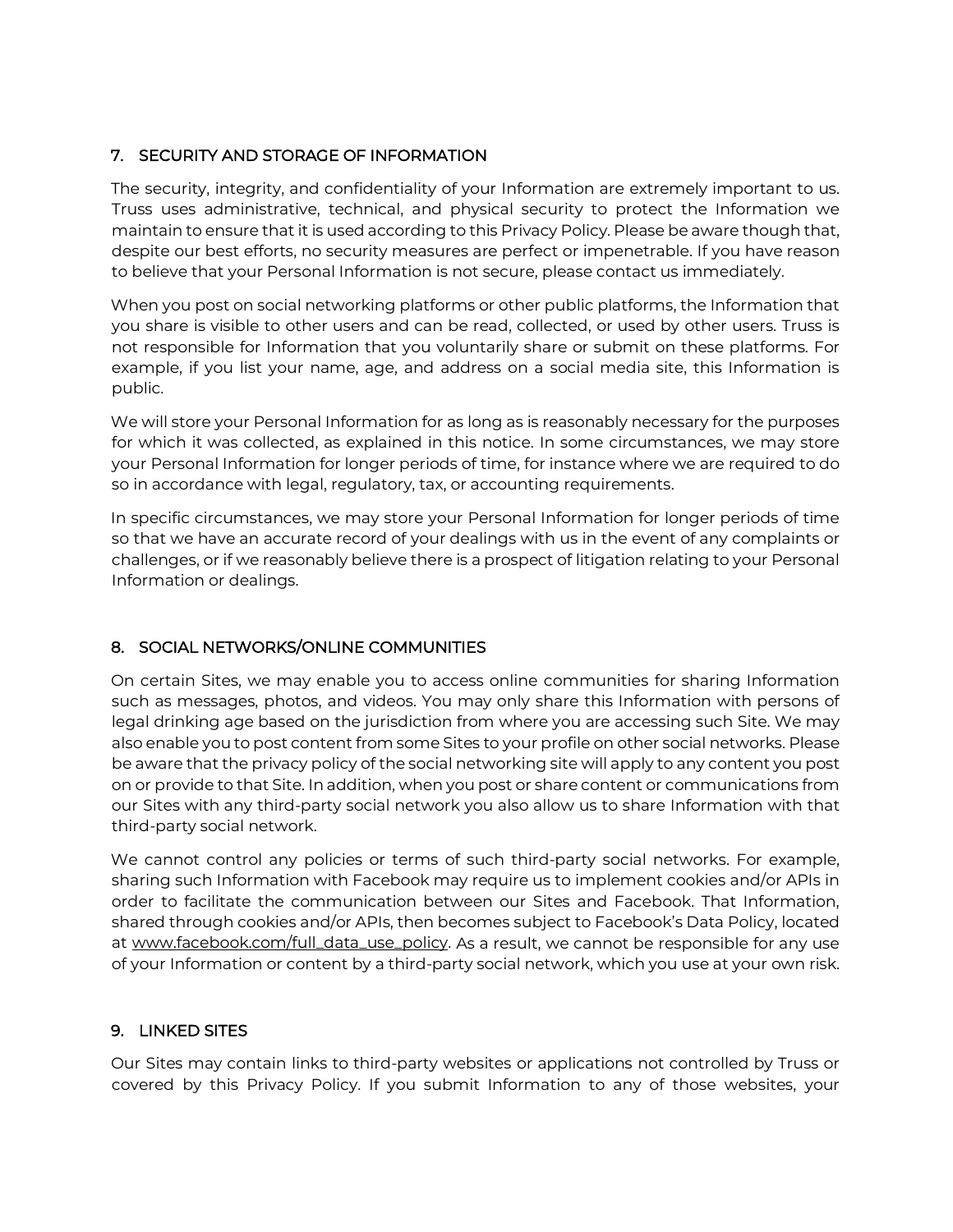## 7. SECURITY AND STORAGE OF INFORMATION

The security, integrity, and confidentiality of your Information are extremely important to us. Truss uses administrative, technical, and physical security to protect the Information we maintain to ensure that it is used according to this Privacy Policy. Please be aware though that, despite our best efforts, no security measures are perfect or impenetrable. If you have reason to believe that your Personal Information is not secure, please contact us immediately.

When you post on social networking platforms or other public platforms, the Information that you share is visible to other users and can be read, collected, or used by other users. Truss is not responsible for Information that you voluntarily share or submit on these platforms. For example, if you list your name, age, and address on a social media site, this Information is public.

We will store your Personal Information for as long as is reasonably necessary for the purposes for which it was collected, as explained in this notice. In some circumstances, we may store your Personal Information for longer periods of time, for instance where we are required to do so in accordance with legal, regulatory, tax, or accounting requirements.

In specific circumstances, we may store your Personal Information for longer periods of time so that we have an accurate record of your dealings with us in the event of any complaints or challenges, or if we reasonably believe there is a prospect of litigation relating to your Personal Information or dealings.

## 8. SOCIAL NETWORKS/ONLINE COMMUNITIES

On certain Sites, we may enable you to access online communities for sharing Information such as messages, photos, and videos. You may only share this Information with persons of legal drinking age based on the jurisdiction from where you are accessing such Site. We may also enable you to post content from some Sites to your profile on other social networks. Please be aware that the privacy policy of the social networking site will apply to any content you post on or provide to that Site. In addition, when you post or share content or communications from our Sites with any third-party social network you also allow us to share Information with that third-party social network.

We cannot control any policies or terms of such third-party social networks. For example, sharing such Information with Facebook may require us to implement cookies and/or APIs in order to facilitate the communication between our Sites and Facebook. That Information, shared through cookies and/or APIs, then becomes subject to Facebook's Data Policy, located at www.facebook.com/full_data_use_policy. As a result, we cannot be responsible for any use of your Information or content by a third-party social network, which you use at your own risk.

## 9. LINKED SITES

Our Sites may contain links to third-party websites or applications not controlled by Truss or covered by this Privacy Policy. If you submit Information to any of those websites, your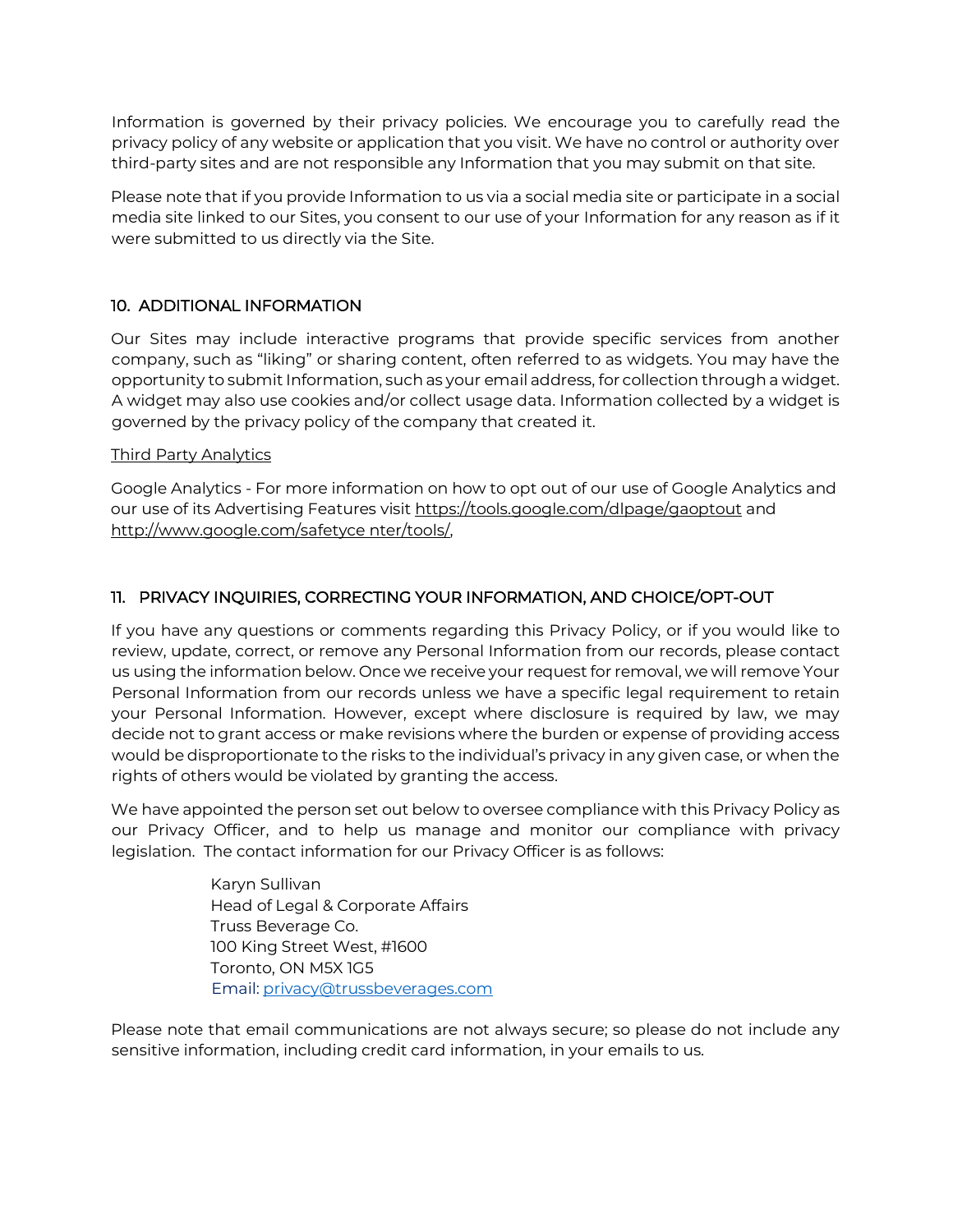Information is governed by their privacy policies. We encourage you to carefully read the privacy policy of any website or application that you visit. We have no control or authority over third-party sites and are not responsible any Information that you may submit on that site.

Please note that if you provide Information to us via a social media site or participate in a social media site linked to our Sites, you consent to our use of your Information for any reason as if it were submitted to us directly via the Site.

## 10. ADDITIONAL INFORMATION

Our Sites may include interactive programs that provide specific services from another company, such as "liking" or sharing content, often referred to as widgets. You may have the opportunity to submit Information, such as your email address, for collection through a widget. A widget may also use cookies and/or collect usage data. Information collected by a widget is governed by the privacy policy of the company that created it.

Third Party Analytics

Google Analytics - For more information on how to opt out of our use of Google Analytics and our use of its Advertising Features visit https://tools.google.com/dlpage/gaoptout and http://www.google.com/safetyce nter/tools/,

## 11. PRIVACY INQUIRIES, CORRECTING YOUR INFORMATION, AND CHOICE/OPT-OUT

If you have any questions or comments regarding this Privacy Policy, or if you would like to review, update, correct, or remove any Personal Information from our records, please contact us using the information below. Once we receive your request for removal, we will remove Your Personal Information from our records unless we have a specific legal requirement to retain your Personal Information. However, except where disclosure is required by law, we may decide not to grant access or make revisions where the burden or expense of providing access would be disproportionate to the risks to the individual's privacy in any given case, or when the rights of others would be violated by granting the access.

We have appointed the person set out below to oversee compliance with this Privacy Policy as our Privacy Officer, and to help us manage and monitor our compliance with privacy legislation. The contact information for our Privacy Officer is as follows:

Karyn Sullivan
Head of Legal & Corporate Affairs
Truss Beverage Co.
100 King Street West, #1600
Toronto, ON M5X 1G5
Email: privacy@trussbeverages.com

Please note that email communications are not always secure; so please do not include any sensitive information, including credit card information, in your emails to us.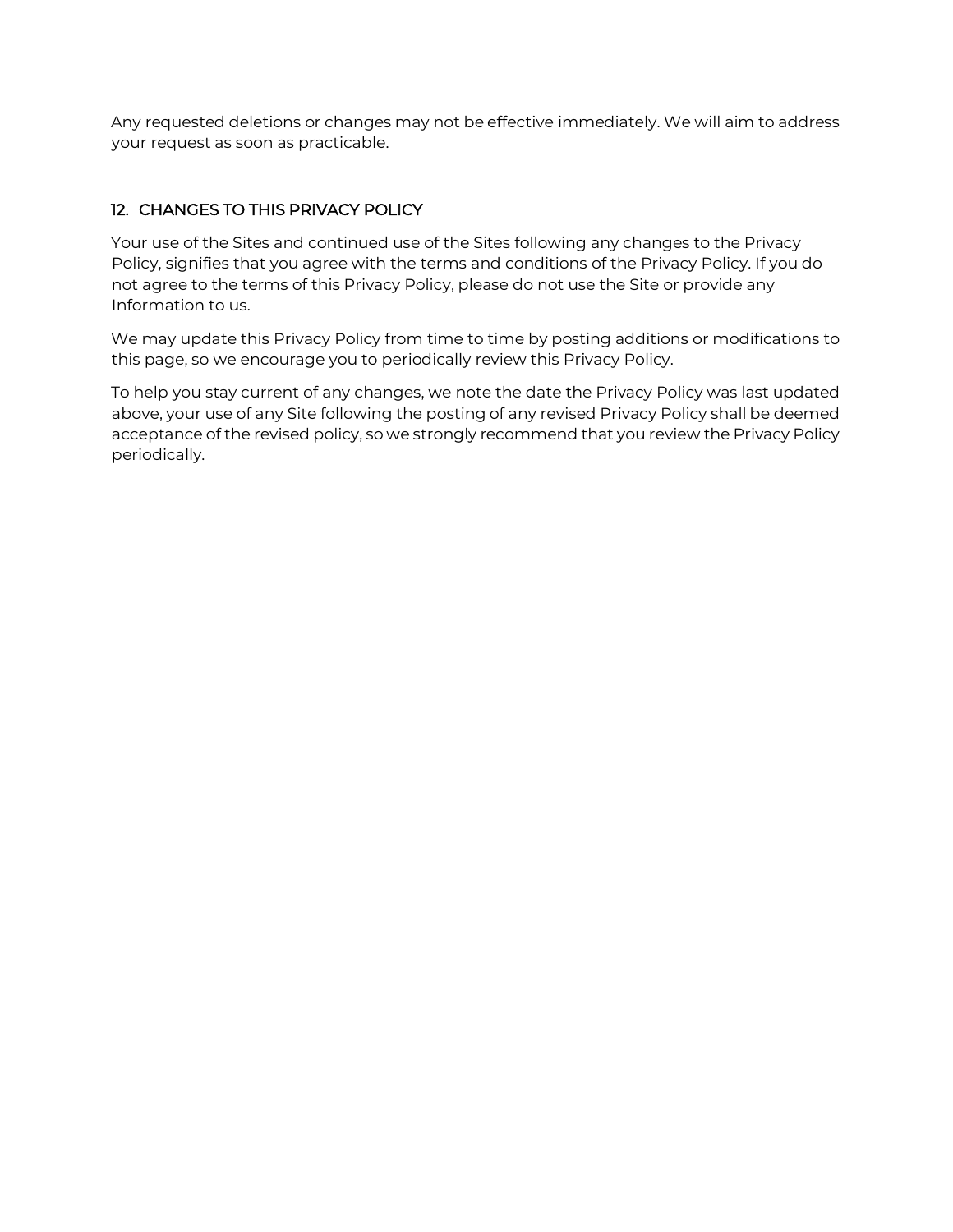Any requested deletions or changes may not be effective immediately. We will aim to address your request as soon as practicable.

## 12. CHANGES TO THIS PRIVACY POLICY

Your use of the Sites and continued use of the Sites following any changes to the Privacy Policy, signifies that you agree with the terms and conditions of the Privacy Policy. If you do not agree to the terms of this Privacy Policy, please do not use the Site or provide any Information to us.

We may update this Privacy Policy from time to time by posting additions or modifications to this page, so we encourage you to periodically review this Privacy Policy.

To help you stay current of any changes, we note the date the Privacy Policy was last updated above, your use of any Site following the posting of any revised Privacy Policy shall be deemed acceptance of the revised policy, so we strongly recommend that you review the Privacy Policy periodically.